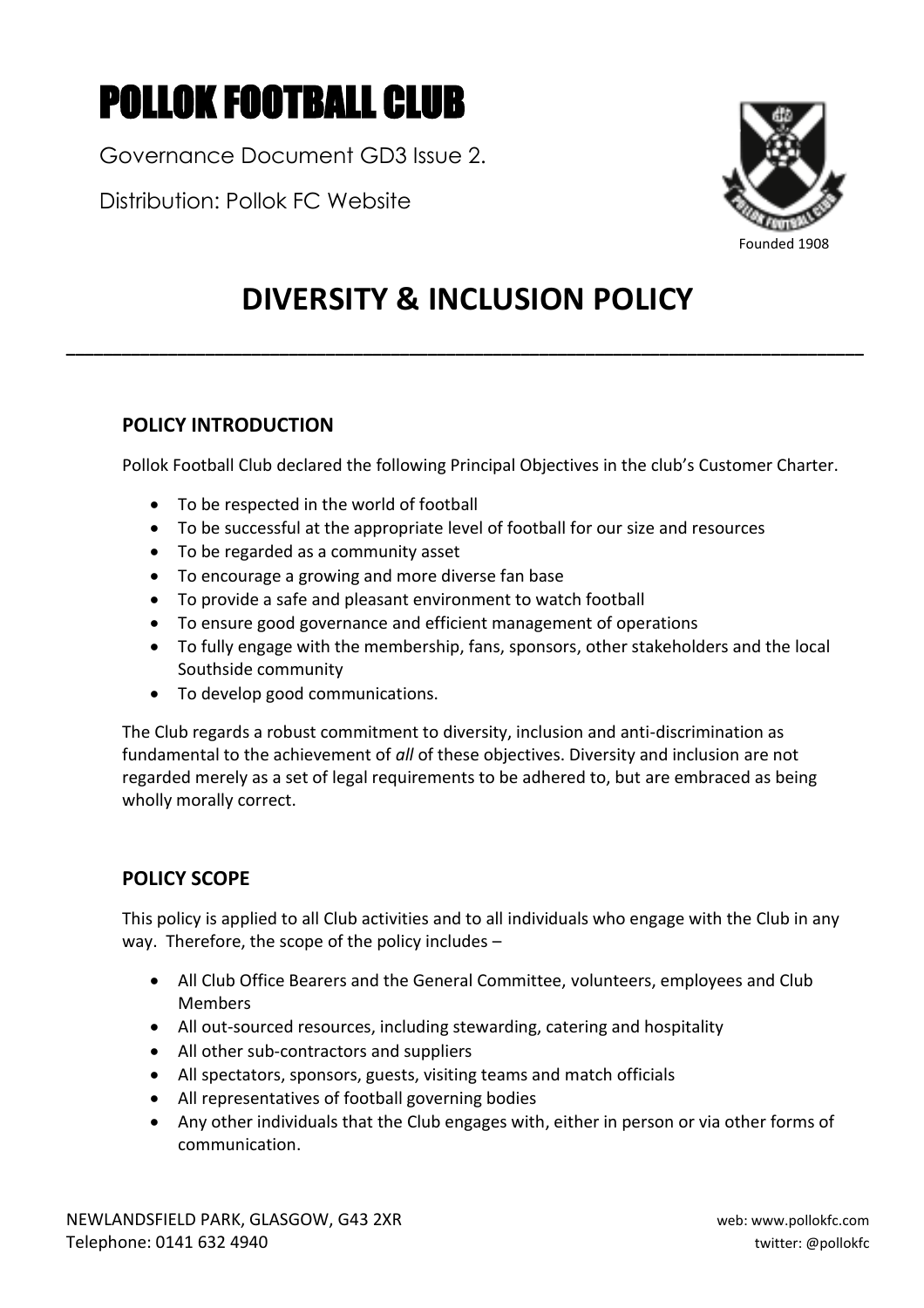# POLLOK FOOTBALL CLUB

Governance Document GD3 Issue 2.

Distribution: Pollok FC Website

Founded 1908

# DIVERSITY & INCLUSION POLICY

---

## POLICY INTRODUCTION

Pollok Football Club declared the following Principal Objectives in the club's Customer Charter.

- To be respected in the world of football
- To be successful at the appropriate level of football for our size and resources
- To be regarded as a community asset
- To encourage a growing and more diverse fan base
- To provide a safe and pleasant environment to watch football
- To ensure good governance and efficient management of operations
- To fully engage with the membership, fans, sponsors, other stakeholders and the local Southside community
- To develop good communications.

The Club regards a robust commitment to diversity, inclusion and anti-discrimination as fundamental to the achievement of *all* of these objectives. Diversity and inclusion are not regarded merely as a set of legal requirements to be adhered to, but are embraced as being wholly morally correct.

## POLICY SCOPE

This policy is applied to all Club activities and to all individuals who engage with the Club in any way. Therefore, the scope of the policy includes –

- All Club Office Bearers and the General Committee, volunteers, employees and Club Members
- All out-sourced resources, including stewarding, catering and hospitality
- All other sub-contractors and suppliers
- All spectators, sponsors, guests, visiting teams and match officials
- All representatives of football governing bodies
- Any other individuals that the Club engages with, either in person or via other forms of communication.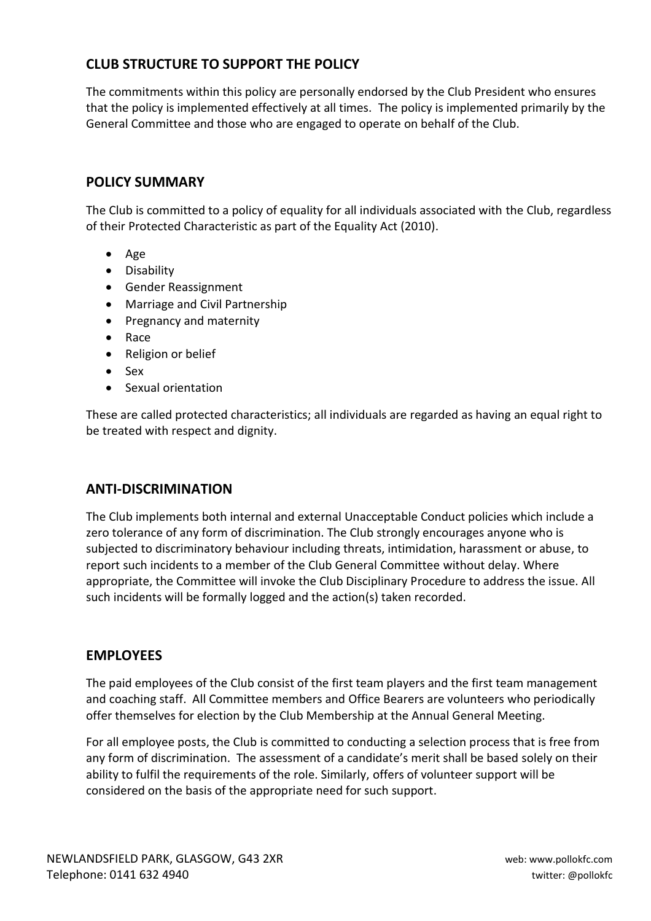## CLUB STRUCTURE TO SUPPORT THE POLICY

The commitments within this policy are personally endorsed by the Club President who ensures that the policy is implemented effectively at all times. The policy is implemented primarily by the General Committee and those who are engaged to operate on behalf of the Club.

## POLICY SUMMARY

The Club is committed to a policy of equality for all individuals associated with the Club, regardless of their Protected Characteristic as part of the Equality Act (2010).

- Age
- Disability
- Gender Reassignment
- Marriage and Civil Partnership
- Pregnancy and maternity
- Race
- Religion or belief
- Sex
- Sexual orientation

These are called protected characteristics; all individuals are regarded as having an equal right to be treated with respect and dignity.

## ANTI-DISCRIMINATION

The Club implements both internal and external Unacceptable Conduct policies which include a zero tolerance of any form of discrimination. The Club strongly encourages anyone who is subjected to discriminatory behaviour including threats, intimidation, harassment or abuse, to report such incidents to a member of the Club General Committee without delay. Where appropriate, the Committee will invoke the Club Disciplinary Procedure to address the issue. All such incidents will be formally logged and the action(s) taken recorded.

## EMPLOYEES

The paid employees of the Club consist of the first team players and the first team management and coaching staff. All Committee members and Office Bearers are volunteers who periodically offer themselves for election by the Club Membership at the Annual General Meeting.

For all employee posts, the Club is committed to conducting a selection process that is free from any form of discrimination. The assessment of a candidate's merit shall be based solely on their ability to fulfil the requirements of the role. Similarly, offers of volunteer support will be considered on the basis of the appropriate need for such support.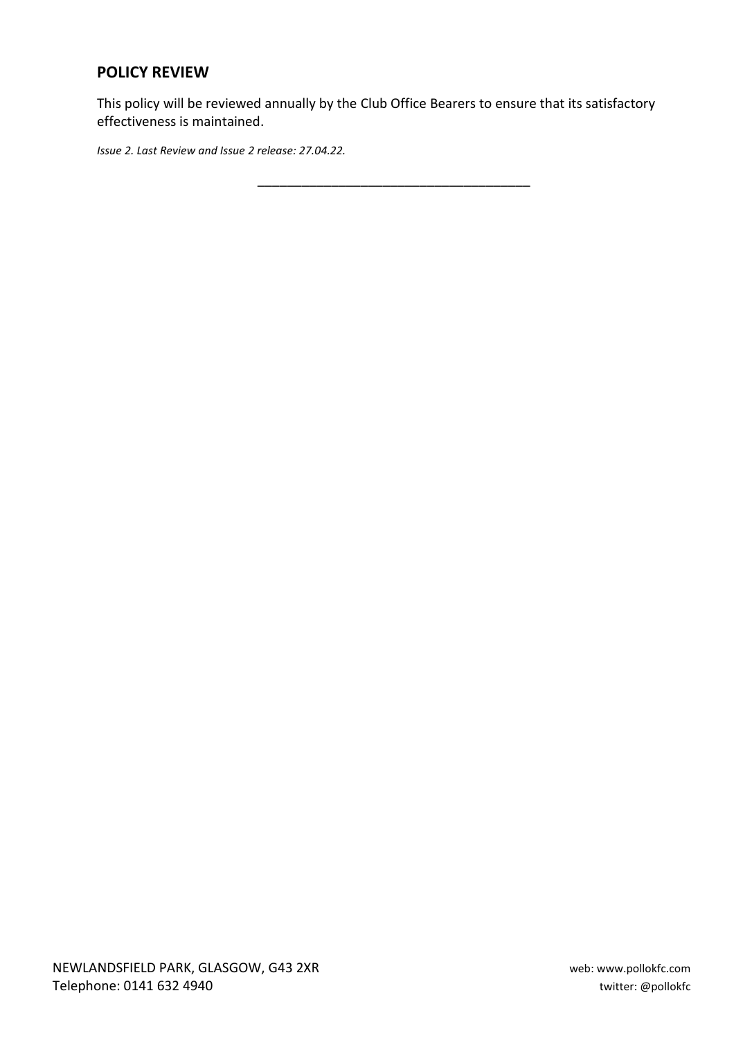## POLICY REVIEW

This policy will be reviewed annually by the Club Office Bearers to ensure that its satisfactory effectiveness is maintained.

*Issue 2. Last Review and Issue 2 release: 27.04.22.*

---